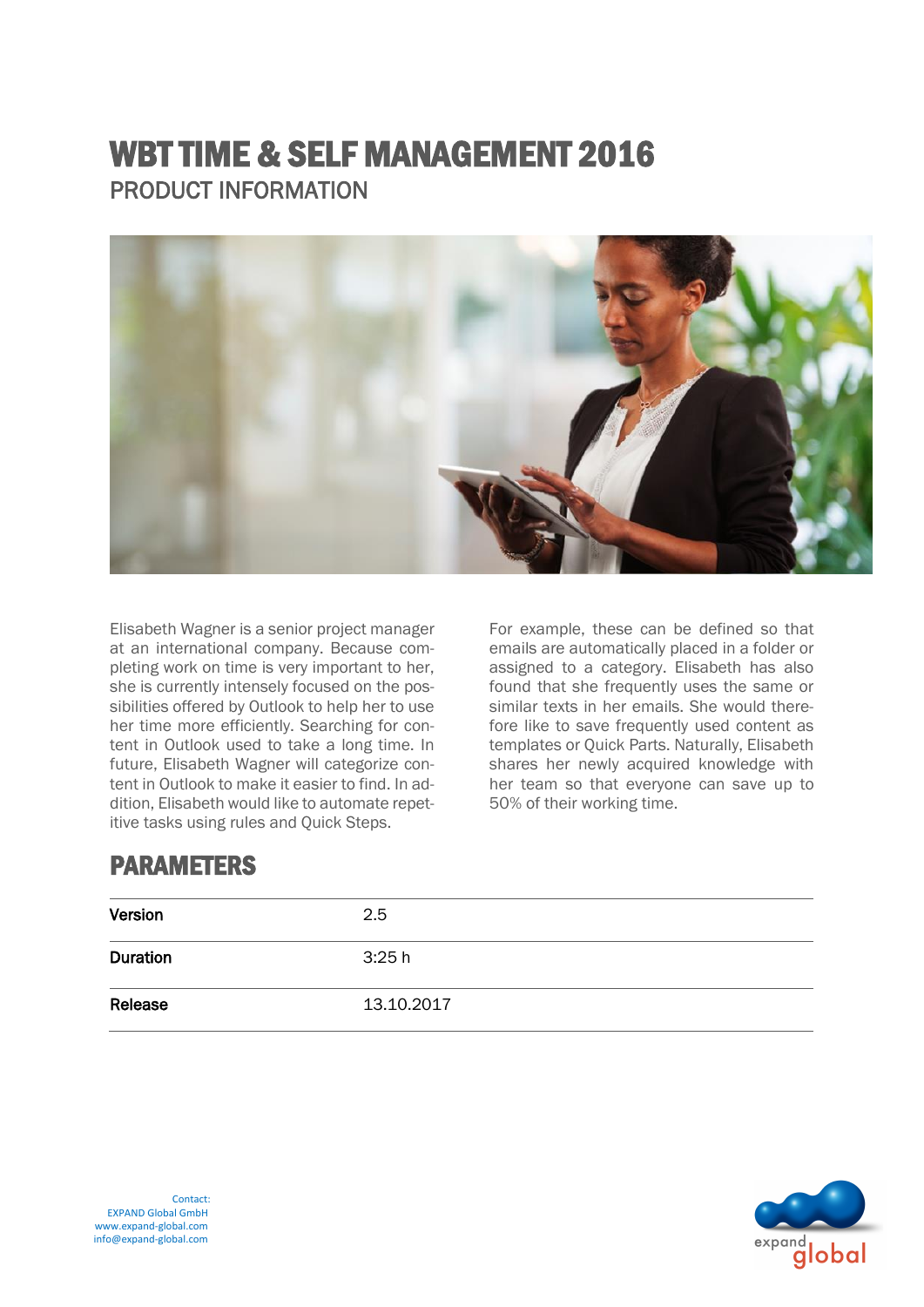# WBT TIME & SELF MANAGEMENT 2016

## PRODUCT INFORMATION

Elisabeth Wagner is a senior project manager at an international company. Because completing work on time is very important to her, she is currently intensely focused on the possibilities offered by Outlook to help her to use her time more efficiently. Searching for content in Outlook used to take a long time. In future, Elisabeth Wagner will categorize content in Outlook to make it easier to find. In addition, Elisabeth would like to automate repetitive tasks using rules and Quick Steps.

For example, these can be defined so that emails are automatically placed in a folder or assigned to a category. Elisabeth has also found that she frequently uses the same or similar texts in her emails. She would therefore like to save frequently used content as templates or Quick Parts. Naturally, Elisabeth shares her newly acquired knowledge with her team so that everyone can save up to 50% of their working time.

## PARAMETERS

| | |
|---|---|
| **Version** | 2.5 |
| **Duration** | 3:25 h |
| **Release** | 13.10.2017 |

Contact:
EXPAND Global GmbH
www.expand-global.com
info@expand-global.com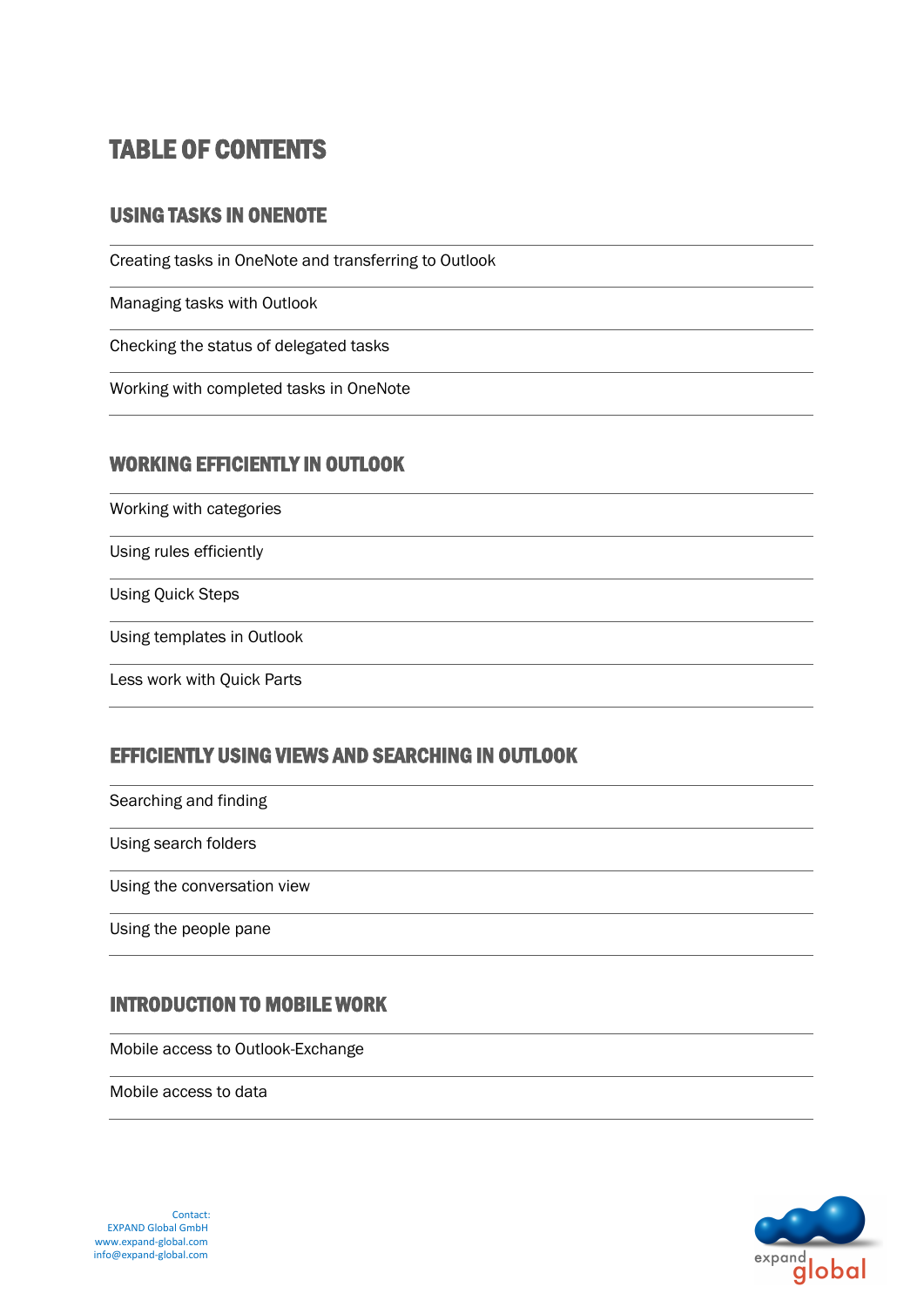# TABLE OF CONTENTS

## USING TASKS IN ONENOTE

Creating tasks in OneNote and transferring to Outlook

Managing tasks with Outlook

Checking the status of delegated tasks

Working with completed tasks in OneNote

## WORKING EFFICIENTLY IN OUTLOOK

Working with categories

Using rules efficiently

Using Quick Steps

Using templates in Outlook

Less work with Quick Parts

## EFFICIENTLY USING VIEWS AND SEARCHING IN OUTLOOK

Searching and finding

Using search folders

Using the conversation view

Using the people pane

## INTRODUCTION TO MOBILE WORK

Mobile access to Outlook-Exchange

Mobile access to data

Contact:
EXPAND Global GmbH
www.expand-global.com
info@expand-global.com